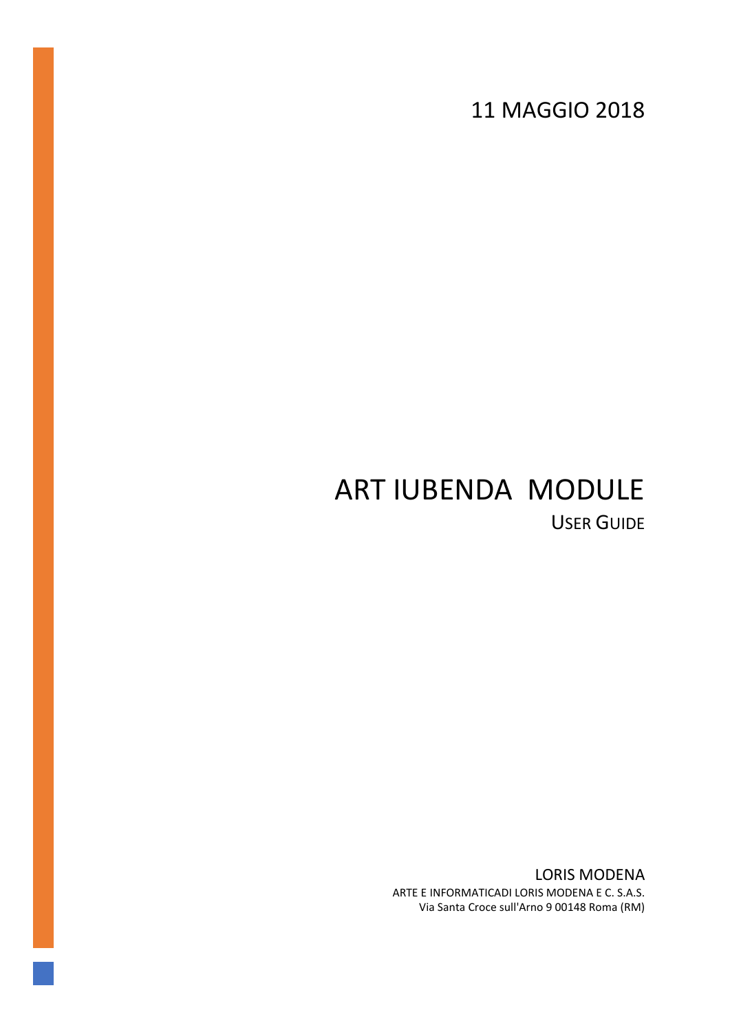11 MAGGIO 2018

# ART IUBENDA MODULE

## USER GUIDE

LORIS MODENA

ARTE E INFORMATICADI LORIS MODENA E C. S.A.S.

Via Santa Croce sull'Arno 9 00148 Roma (RM)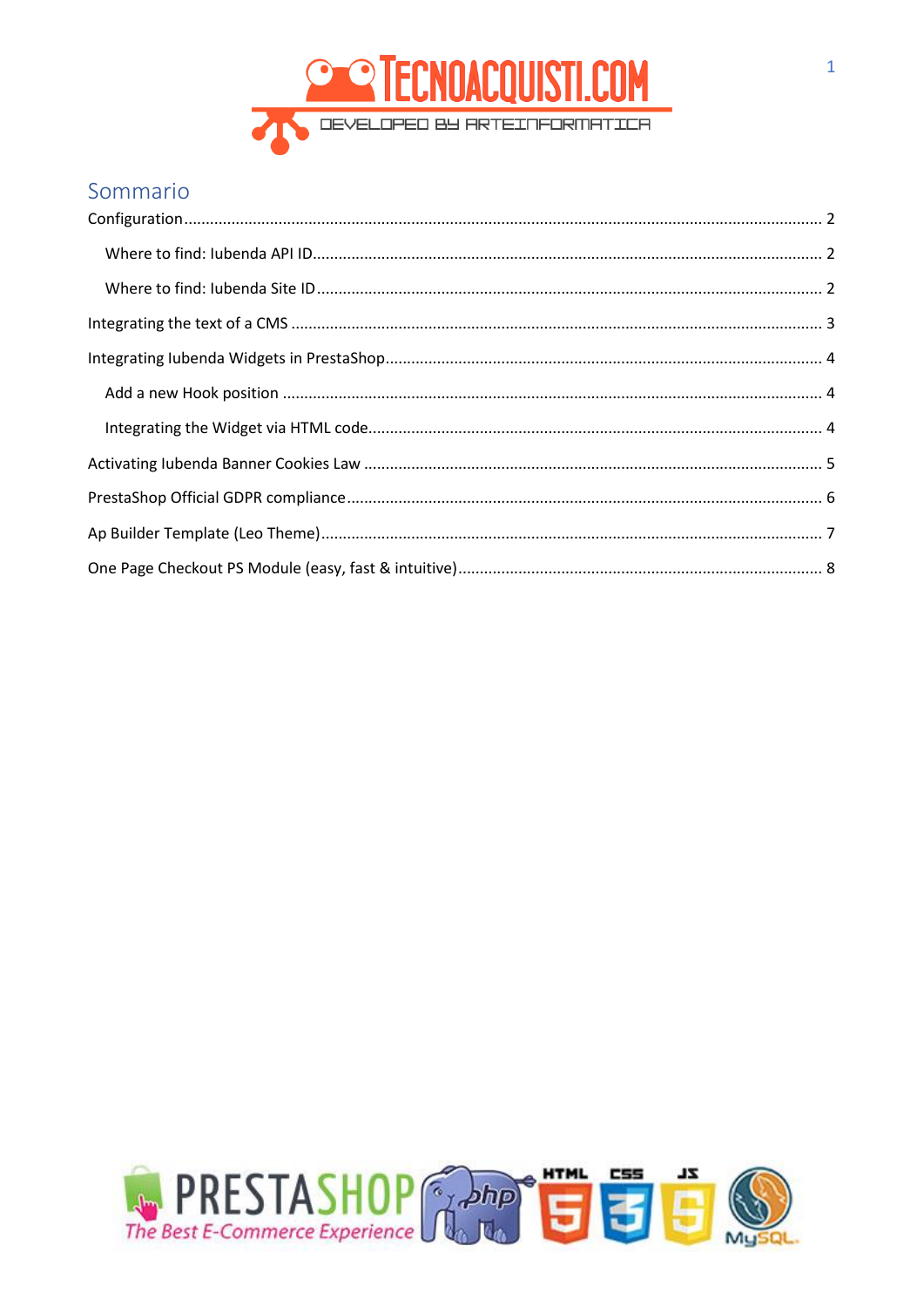# Sommario

Configuration ........................................................................................................................................ 2

Where to find: Iubenda API ID..................................................................................................... 2

Where to find: Iubenda Site ID ..................................................................................................... 2

Integrating the text of a CMS ......................................................................................................... 3

Integrating Iubenda Widgets in PrestaShop.................................................................................... 4

Add a new Hook position ............................................................................................................ 4

Integrating the Widget via HTML code......................................................................................... 4

Activating Iubenda Banner Cookies Law ......................................................................................... 5

PrestaShop Official GDPR compliance............................................................................................. 6

Ap Builder Template (Leo Theme).................................................................................................... 7

One Page Checkout PS Module (easy, fast & intuitive).................................................................... 8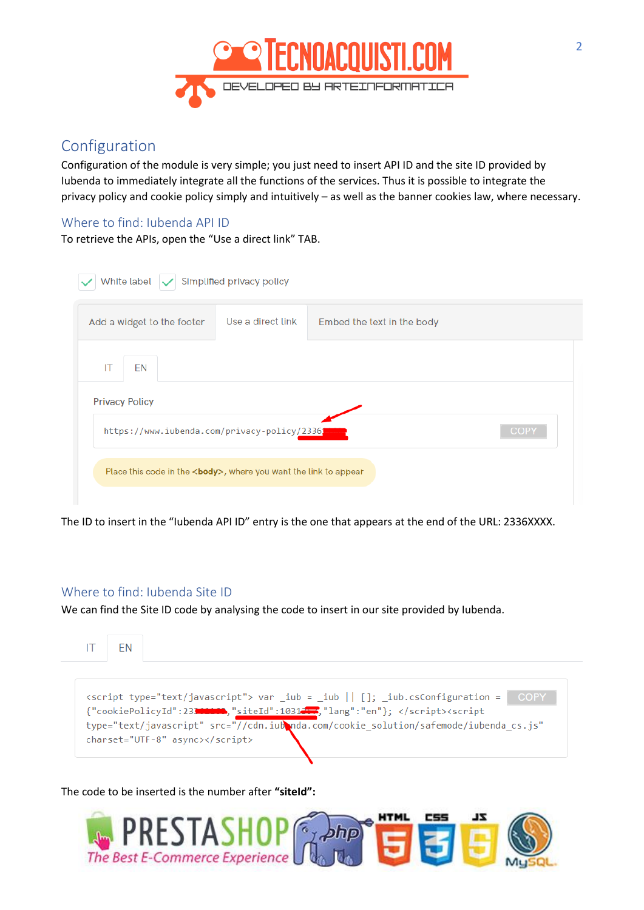## Configuration

Configuration of the module is very simple; you just need to insert API ID and the site ID provided by Iubenda to immediately integrate all the functions of the services. Thus it is possible to integrate the privacy policy and cookie policy simply and intuitively – as well as the banner cookies law, where necessary.

### Where to find: Iubenda API ID

To retrieve the APIs, open the "Use a direct link" TAB.

White label   Simplified privacy policy

Add a widget to the footer | Use a direct link | Embed the text in the body

IT   EN

Privacy Policy

```
https://www.iubenda.com/privacy-policy/2336
```

COPY

Place this code in the **<body>**, where you want the link to appear

The ID to insert in the "Iubenda API ID" entry is the one that appears at the end of the URL: 2336XXXX.

### Where to find: Iubenda Site ID

We can find the Site ID code by analysing the code to insert in our site provided by Iubenda.

IT   EN

```
<script type="text/javascript"> var _iub = _iub || []; _iub.csConfiguration =
{"cookiePolicyId":23   ,"siteId":1031   ,"lang":"en"}; </script><script
type="text/javascript" src="//cdn.iubenda.com/cookie_solution/safemode/iubenda_cs.js"
charset="UTF-8" async></script>
```

COPY

The code to be inserted is the number after **"siteId":**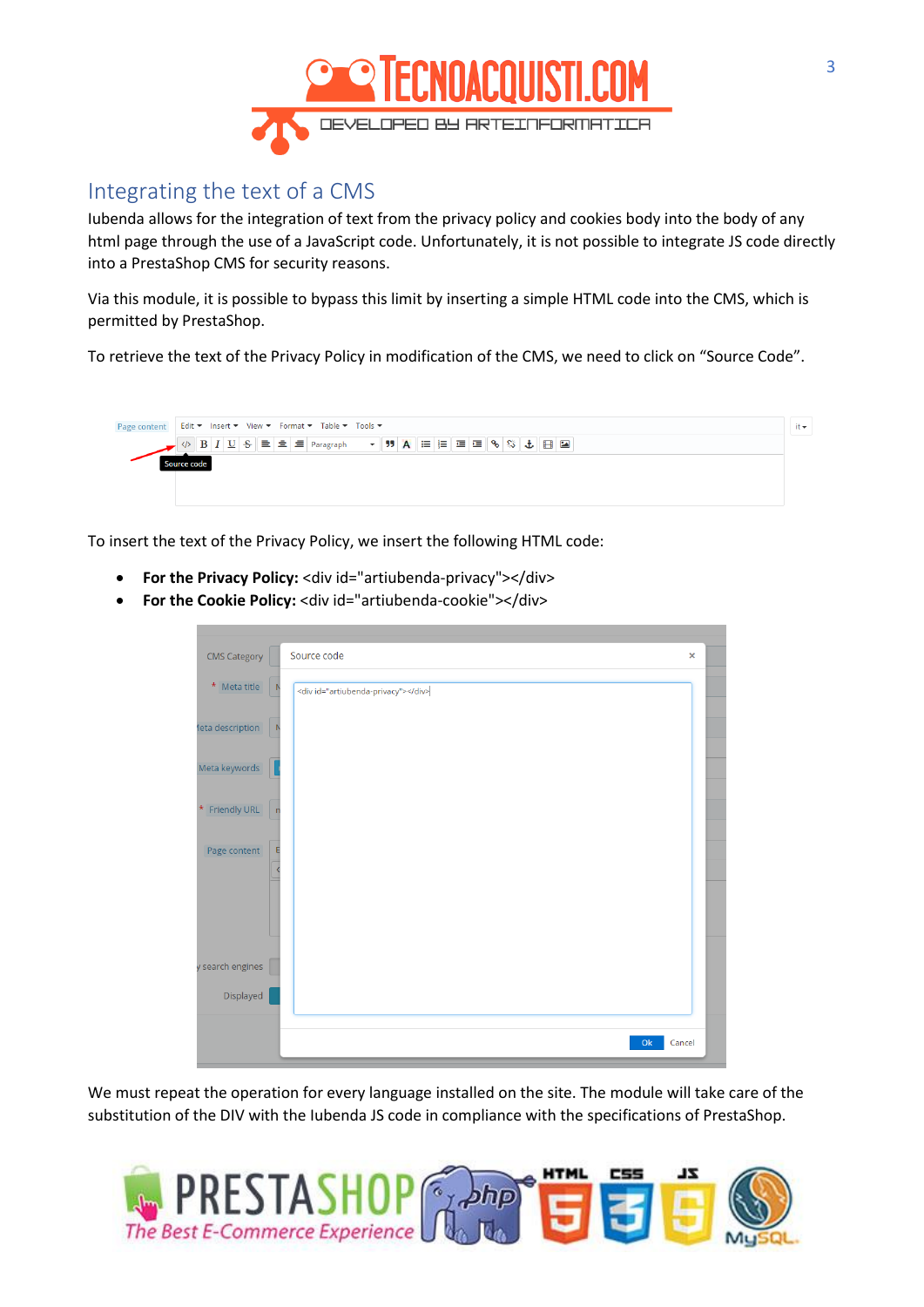## Integrating the text of a CMS

Iubenda allows for the integration of text from the privacy policy and cookies body into the body of any html page through the use of a JavaScript code. Unfortunately, it is not possible to integrate JS code directly into a PrestaShop CMS for security reasons.

Via this module, it is possible to bypass this limit by inserting a simple HTML code into the CMS, which is permitted by PrestaShop.

To retrieve the text of the Privacy Policy in modification of the CMS, we need to click on "Source Code".

To insert the text of the Privacy Policy, we insert the following HTML code:

- **For the Privacy Policy:** <div id="artiubenda-privacy"></div>
- **For the Cookie Policy:** <div id="artiubenda-cookie"></div>

We must repeat the operation for every language installed on the site. The module will take care of the substitution of the DIV with the Iubenda JS code in compliance with the specifications of PrestaShop.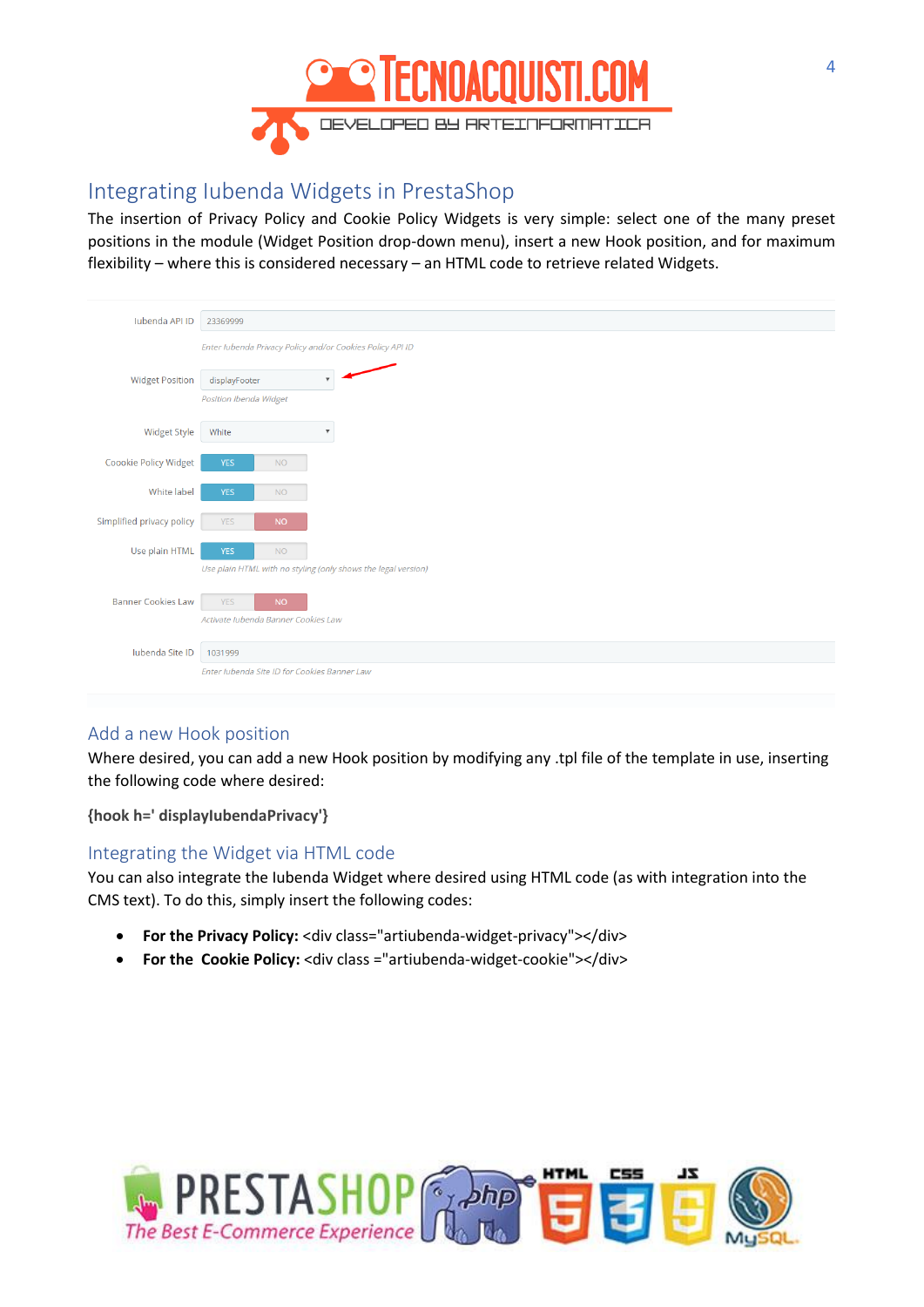## Integrating Iubenda Widgets in PrestaShop

The insertion of Privacy Policy and Cookie Policy Widgets is very simple: select one of the many preset positions in the module (Widget Position drop-down menu), insert a new Hook position, and for maximum flexibility – where this is considered necessary – an HTML code to retrieve related Widgets.

| | |
|---|---|
| Iubenda API ID | 23369999 |
| | *Enter Iubenda Privacy Policy and/or Cookies Policy API ID* |
| Widget Position | displayFooter |
| | *Position Ibenda Widget* |
| Widget Style | White |
| Coookie Policy Widget | YES / NO |
| White label | YES / NO |
| Simplified privacy policy | YES / NO |
| Use plain HTML | YES / NO |
| | *Use plain HTML with no styling (only shows the legal version)* |
| Banner Cookies Law | YES / NO |
| | *Activate Iubenda Banner Cookies Law* |
| Iubenda Site ID | 1031999 |
| | *Enter Iubenda Site ID for Cookies Banner Law* |

## Add a new Hook position

Where desired, you can add a new Hook position by modifying any .tpl file of the template in use, inserting the following code where desired:

**{hook h=' displayIubendaPrivacy'}**

## Integrating the Widget via HTML code

You can also integrate the Iubenda Widget where desired using HTML code (as with integration into the CMS text). To do this, simply insert the following codes:

- **For the Privacy Policy:** <div class="artiubenda-widget-privacy"></div>
- **For the Cookie Policy:** <div class ="artiubenda-widget-cookie"></div>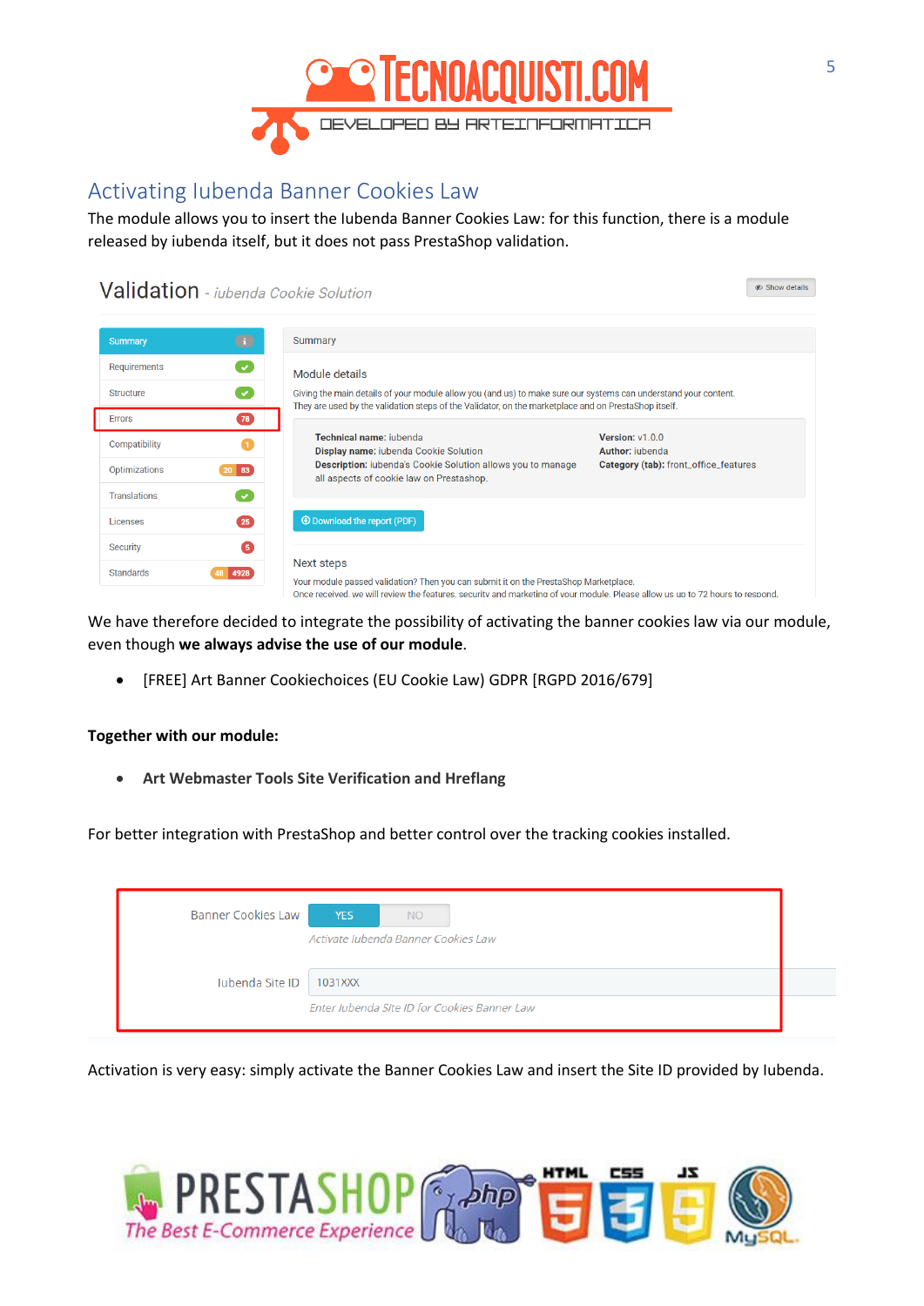## Activating Iubenda Banner Cookies Law

The module allows you to insert the Iubenda Banner Cookies Law: for this function, there is a module released by iubenda itself, but it does not pass PrestaShop validation.

We have therefore decided to integrate the possibility of activating the banner cookies law via our module, even though **we always advise the use of our module**.

- [FREE] Art Banner Cookiechoices (EU Cookie Law) GDPR [RGPD 2016/679]

**Together with our module:**

- **Art Webmaster Tools Site Verification and Hreflang**

For better integration with PrestaShop and better control over the tracking cookies installed.

Activation is very easy: simply activate the Banner Cookies Law and insert the Site ID provided by Iubenda.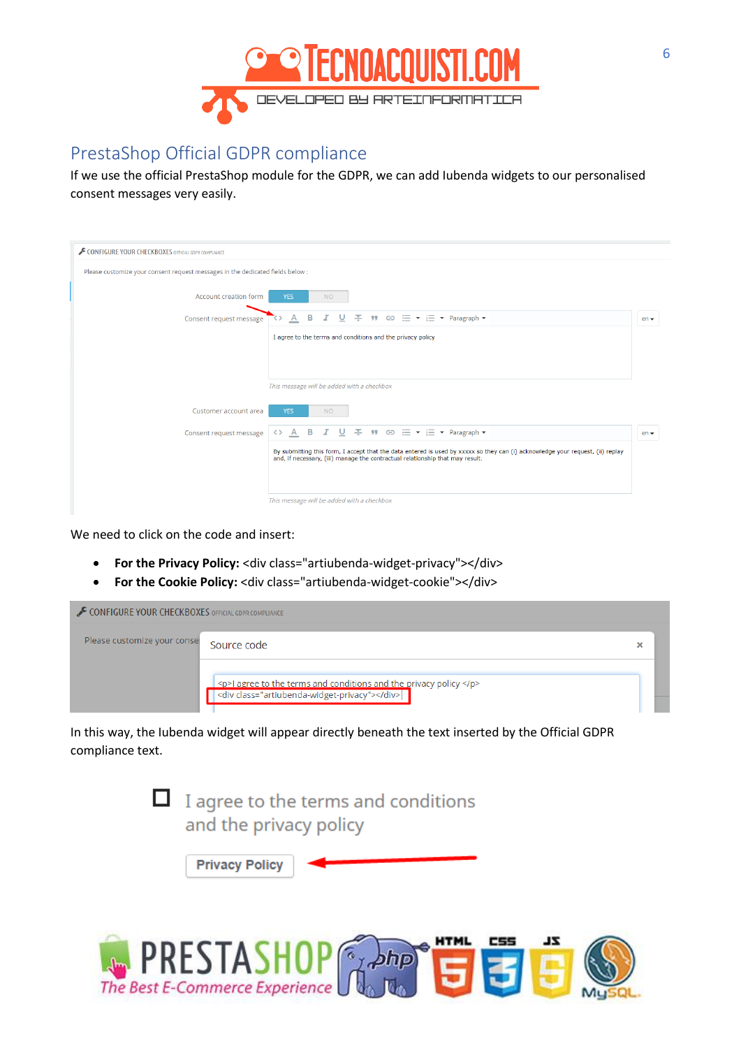## PrestaShop Official GDPR compliance

If we use the official PrestaShop module for the GDPR, we can add Iubenda widgets to our personalised consent messages very easily.

We need to click on the code and insert:

- **For the Privacy Policy:** <div class="artiubenda-widget-privacy"></div>
- **For the Cookie Policy:** <div class="artiubenda-widget-cookie"></div>

In this way, the Iubenda widget will appear directly beneath the text inserted by the Official GDPR compliance text.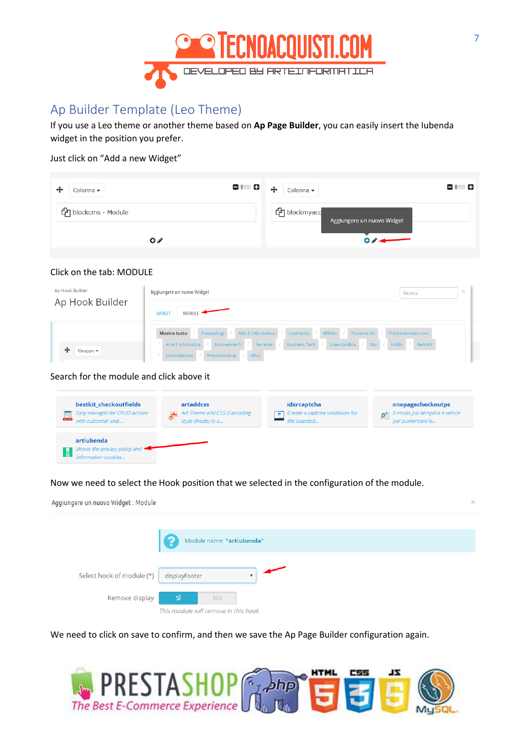## Ap Builder Template (Leo Theme)

If you use a Leo theme or another theme based on **Ap Page Builder**, you can easily insert the Iubenda widget in the position you prefer.

Just click on "Add a new Widget"

Click on the tab: MODULE

Search for the module and click above it

Now we need to select the Hook position that we selected in the configuration of the module.

We need to click on save to confirm, and then we save the Ap Page Builder configuration again.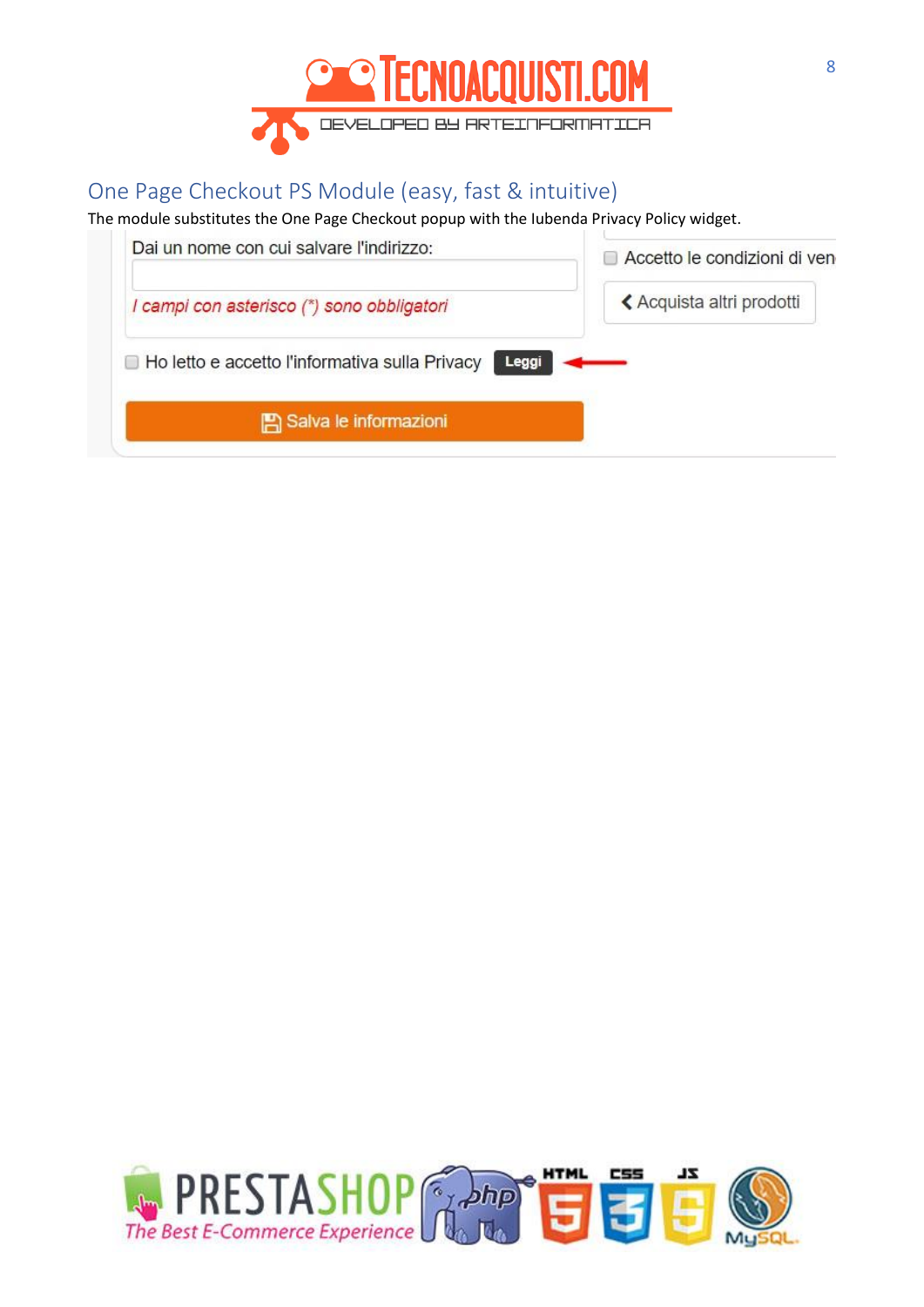## One Page Checkout PS Module (easy, fast & intuitive)

The module substitutes the One Page Checkout popup with the Iubenda Privacy Policy widget.